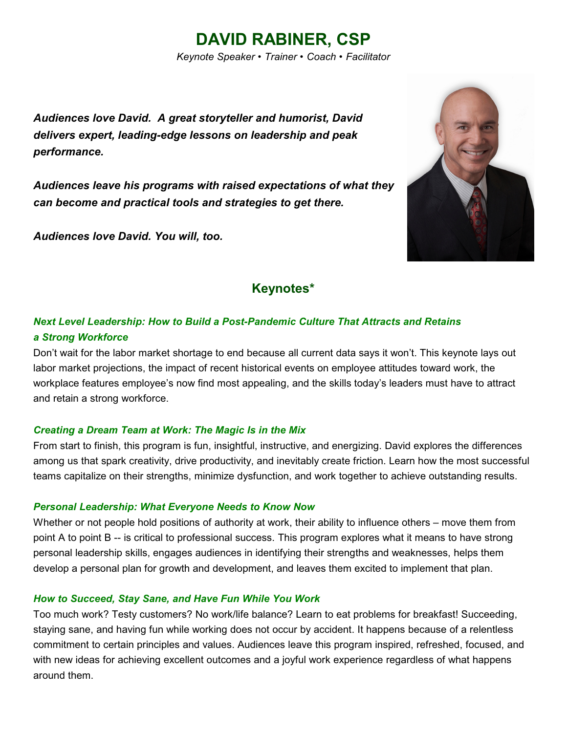# DAVID RABINER, CSP

*Keynote Speaker • Trainer • Coach • Facilitator*

***Audiences love David. A great storyteller and humorist, David delivers expert, leading-edge lessons on leadership and peak performance.***

***Audiences leave his programs with raised expectations of what they can become and practical tools and strategies to get there.***

***Audiences love David. You will, too.***

## Keynotes*

### *Next Level Leadership: How to Build a Post-Pandemic Culture That Attracts and Retains a Strong Workforce*

Don't wait for the labor market shortage to end because all current data says it won't. This keynote lays out labor market projections, the impact of recent historical events on employee attitudes toward work, the workplace features employee's now find most appealing, and the skills today's leaders must have to attract and retain a strong workforce.

### *Creating a Dream Team at Work: The Magic Is in the Mix*

From start to finish, this program is fun, insightful, instructive, and energizing. David explores the differences among us that spark creativity, drive productivity, and inevitably create friction. Learn how the most successful teams capitalize on their strengths, minimize dysfunction, and work together to achieve outstanding results.

### *Personal Leadership: What Everyone Needs to Know Now*

Whether or not people hold positions of authority at work, their ability to influence others – move them from point A to point B -- is critical to professional success. This program explores what it means to have strong personal leadership skills, engages audiences in identifying their strengths and weaknesses, helps them develop a personal plan for growth and development, and leaves them excited to implement that plan.

### *How to Succeed, Stay Sane, and Have Fun While You Work*

Too much work? Testy customers? No work/life balance? Learn to eat problems for breakfast! Succeeding, staying sane, and having fun while working does not occur by accident. It happens because of a relentless commitment to certain principles and values. Audiences leave this program inspired, refreshed, focused, and with new ideas for achieving excellent outcomes and a joyful work experience regardless of what happens around them.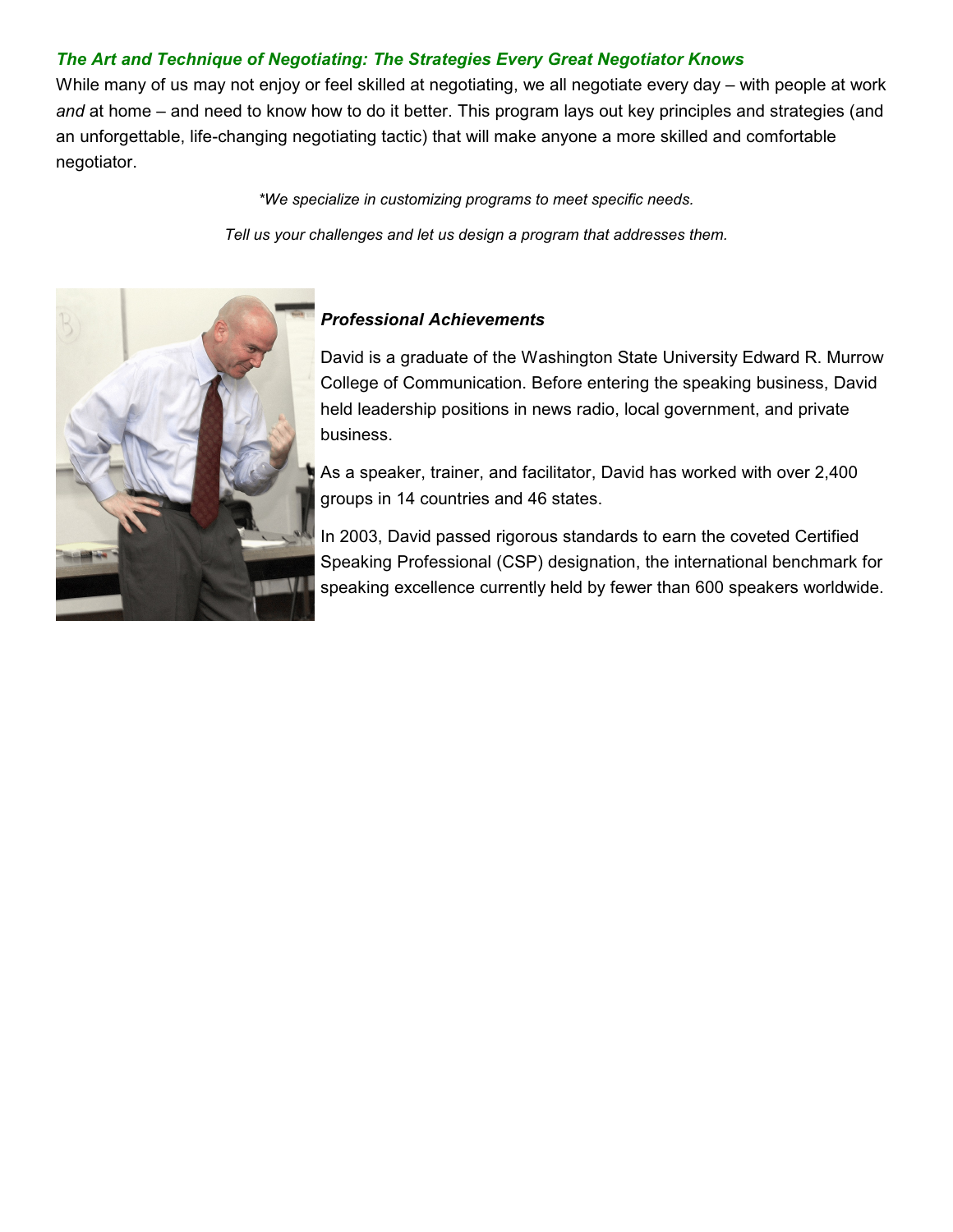### *The Art and Technique of Negotiating: The Strategies Every Great Negotiator Knows*

While many of us may not enjoy or feel skilled at negotiating, we all negotiate every day – with people at work *and* at home – and need to know how to do it better. This program lays out key principles and strategies (and an unforgettable, life-changing negotiating tactic) that will make anyone a more skilled and comfortable negotiator.

*\*We specialize in customizing programs to meet specific needs.*

*Tell us your challenges and let us design a program that addresses them.*

### *Professional Achievements*

David is a graduate of the Washington State University Edward R. Murrow College of Communication. Before entering the speaking business, David held leadership positions in news radio, local government, and private business.

As a speaker, trainer, and facilitator, David has worked with over 2,400 groups in 14 countries and 46 states.

In 2003, David passed rigorous standards to earn the coveted Certified Speaking Professional (CSP) designation, the international benchmark for speaking excellence currently held by fewer than 600 speakers worldwide.